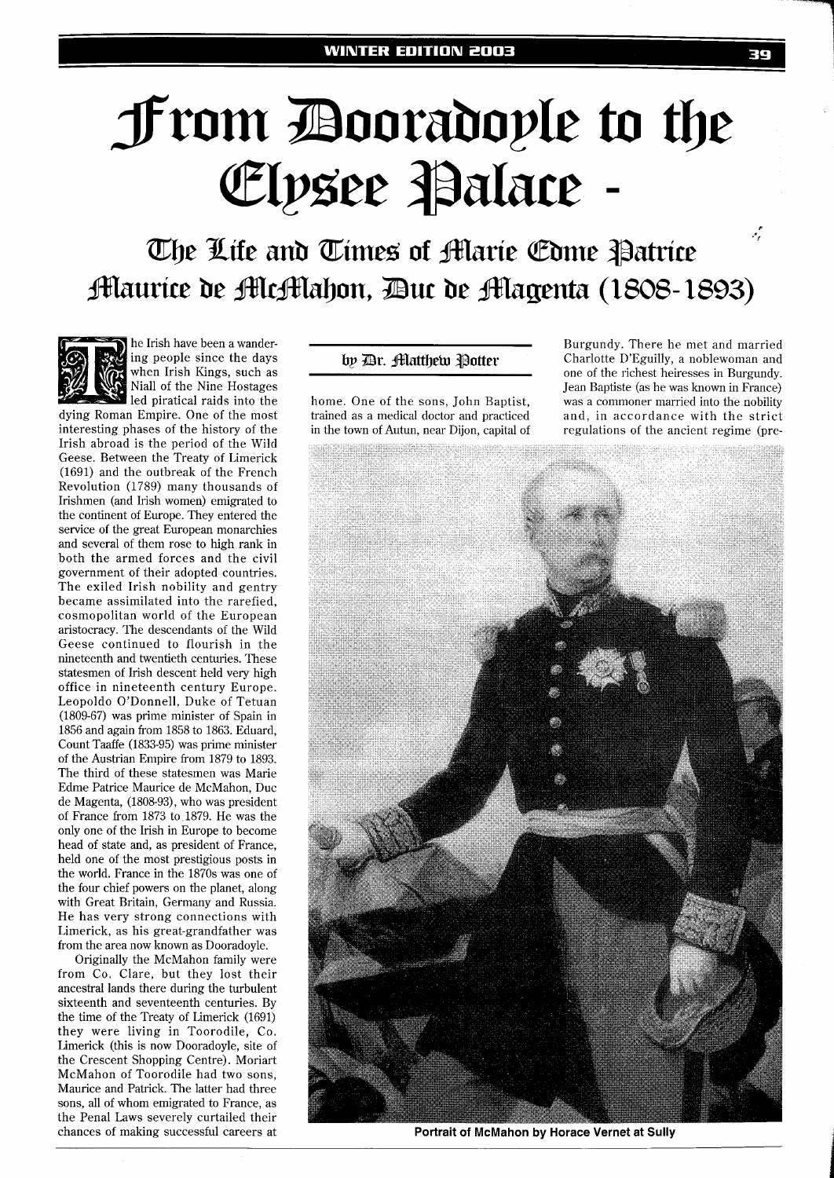// From Dooradoyle to the Elysee Palace -

## The Life and Times of Marie Edme Patrice Maurice de McMahon, Duc de Magenta (1808-1893)

by Dr. Matthew Potter

The Irish have been a wandering people since the days when Irish Kings, such as Niall of the Nine Hostages led piratical raids into the dying Roman Empire. One of the most interesting phases of the history of the Irish abroad is the period of the Wild Geese. Between the Treaty of Limerick (1691) and the outbreak of the French Revolution (1789) many thousands of Irishmen (and Irish women) emigrated to the continent of Europe. They entered the service of the great European monarchies and several of them rose to high rank in both the armed forces and the civil government of their adopted countries. The exiled Irish nobility and gentry became assimilated into the rarefied, cosmopolitan world of the European aristocracy. The descendants of the Wild Geese continued to flourish in the nineteenth and twentieth centuries. These statesmen of Irish descent held very high office in nineteenth century Europe. Leopoldo O'Donnell, Duke of Tetuan (1809-67) was prime minister of Spain in 1856 and again from 1858 to 1863. Eduard, Count Taaffe (1833-95) was prime minister of the Austrian Empire from 1879 to 1893. The third of these statesmen was Marie Edme Patrice Maurice de McMahon, Duc de Magenta, (1808-93), who was president of France from 1873 to 1879. He was the only one of the Irish in Europe to become head of state and, as president of France, held one of the most prestigious posts in the world. France in the 1870s was one of the four chief powers on the planet, along with Great Britain, Germany and Russia. He has very strong connections with Limerick, as his great-grandfather was from the area now known as Dooradoyle.

Originally the McMahon family were from Co. Clare, but they lost their ancestral lands there during the turbulent sixteenth and seventeenth centuries. By the time of the Treaty of Limerick (1691) they were living in Toorodile, Co. Limerick (this is now Dooradoyle, site of the Crescent Shopping Centre). Moriart McMahon of Toorodile had two sons, Maurice and Patrick. The latter had three sons, all of whom emigrated to France, as the Penal Laws severely curtailed their chances of making successful careers at home. One of the sons, John Baptist, trained as a medical doctor and practiced in the town of Autun, near Dijon, capital of Burgundy. There he met and married Charlotte D'Eguilly, a noblewoman and one of the richest heiresses in Burgundy. Jean Baptiste (as he was known in France) was a commoner married into the nobility and, in accordance with the strict regulations of the ancient regime (pre-

**Portrait of McMahon by Horace Vernet at Sully**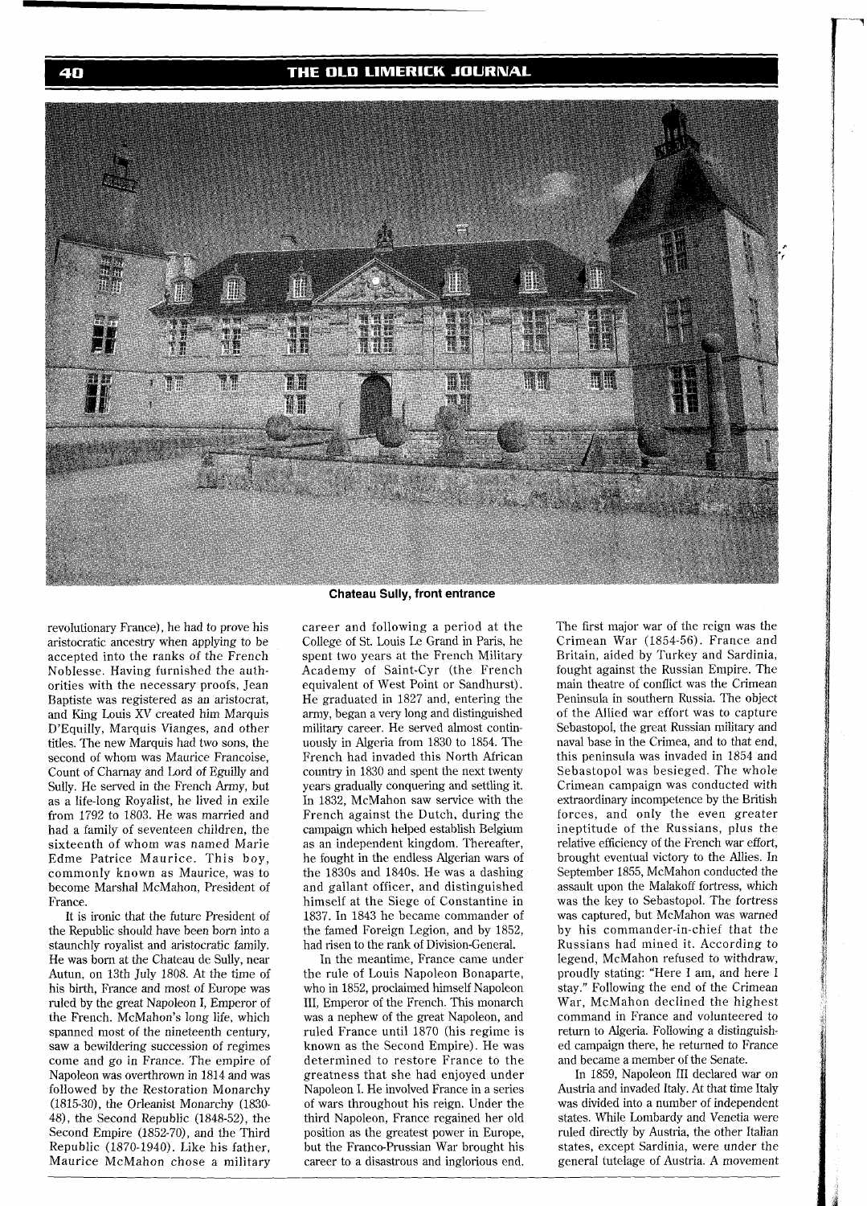Chateau Sully, front entrance

revolutionary France), he had to prove his aristocratic ancestry when applying to be accepted into the ranks of the French Noblesse. Having furnished the authorities with the necessary proofs, Jean Baptiste was registered as an aristocrat, and King Louis XV created him Marquis D'Equilly, Marquis Vianges, and other titles. The new Marquis had two sons, the second of whom was Maurice Francoise, Count of Charnay and Lord of Eguilly and Sully. He served in the French Army, but as a life-long Royalist, he lived in exile from 1792 to 1803. He was married and had a family of seventeen children, the sixteenth of whom was named Marie Edme Patrice Maurice. This boy, commonly known as Maurice, was to become Marshal McMahon, President of France.

It is ironic that the future President of the Republic should have been born into a staunchly royalist and aristocratic family. He was born at the Chateau de Sully, near Autun, on 13th July 1808. At the time of his birth, France and most of Europe was ruled by the great Napoleon I, Emperor of the French. McMahon's long life, which spanned most of the nineteenth century, saw a bewildering succession of regimes come and go in France. The empire of Napoleon was overthrown in 1814 and was followed by the Restoration Monarchy (1815-30), the Orleanist Monarchy (1830-48), the Second Republic (1848-52), the Second Empire (1852-70), and the Third Republic (1870-1940). Like his father, Maurice McMahon chose a military career and following a period at the College of St. Louis Le Grand in Paris, he spent two years at the French Military Academy of Saint-Cyr (the French equivalent of West Point or Sandhurst). He graduated in 1827 and, entering the army, began a very long and distinguished military career. He served almost continuously in Algeria from 1830 to 1854. The French had invaded this North African country in 1830 and spent the next twenty years gradually conquering and settling it. In 1832, McMahon saw service with the French against the Dutch, during the campaign which helped establish Belgium as an independent kingdom. Thereafter, he fought in the endless Algerian wars of the 1830s and 1840s. He was a dashing and gallant officer, and distinguished himself at the Siege of Constantine in 1837. In 1843 he became commander of the famed Foreign Legion, and by 1852, had risen to the rank of Division-General.

In the meantime, France came under the rule of Louis Napoleon Bonaparte, who in 1852, proclaimed himself Napoleon III, Emperor of the French. This monarch was a nephew of the great Napoleon, and ruled France until 1870 (his regime is known as the Second Empire). He was determined to restore France to the greatness that she had enjoyed under Napoleon I. He involved France in a series of wars throughout his reign. Under the third Napoleon, France regained her old position as the greatest power in Europe, but the Franco-Prussian War brought his career to a disastrous and inglorious end. The first major war of the reign was the Crimean War (1854-56). France and Britain, aided by Turkey and Sardinia, fought against the Russian Empire. The main theatre of conflict was the Crimean Peninsula in southern Russia. The object of the Allied war effort was to capture Sebastopol, the great Russian military and naval base in the Crimea, and to that end, this peninsula was invaded in 1854 and Sebastopol was besieged. The whole Crimean campaign was conducted with extraordinary incompetence by the British forces, and only the even greater ineptitude of the Russians, plus the relative efficiency of the French war effort, brought eventual victory to the Allies. In September 1855, McMahon conducted the assault upon the Malakoff fortress, which was the key to Sebastopol. The fortress was captured, but McMahon was warned by his commander-in-chief that the Russians had mined it. According to legend, McMahon refused to withdraw, proudly stating: "Here I am, and here I stay." Following the end of the Crimean War, McMahon declined the highest command in France and volunteered to return to Algeria. Following a distinguished campaign there, he returned to France and became a member of the Senate.

In 1859, Napoleon III declared war on Austria and invaded Italy. At that time Italy was divided into a number of independent states. While Lombardy and Venetia were ruled directly by Austria, the other Italian states, except Sardinia, were under the general tutelage of Austria. A movement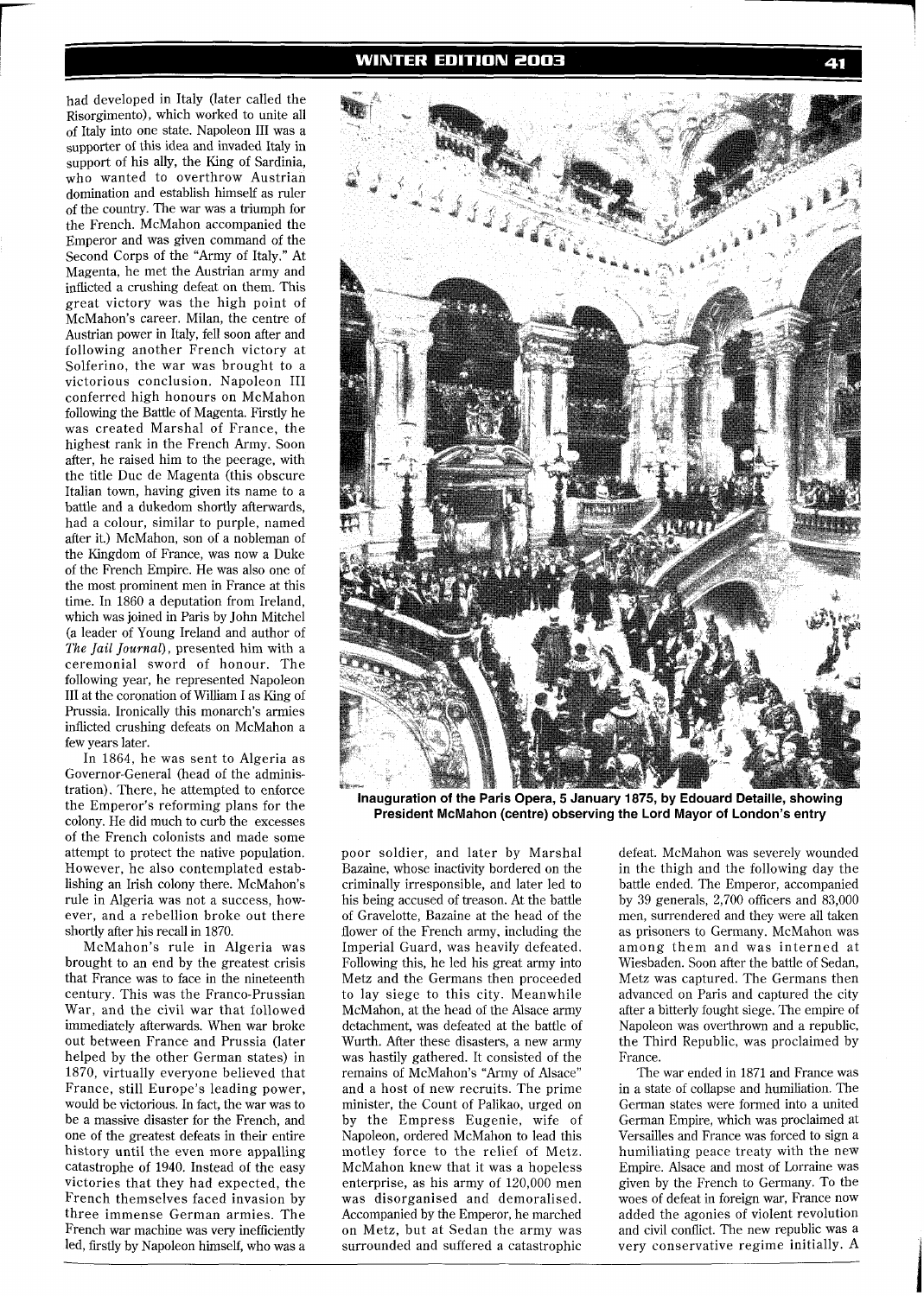had developed in Italy (later called the Risorgimento), which worked to unite all of Italy into one state. Napoleon III was a supporter of this idea and invaded Italy in support of his ally, the King of Sardinia, who wanted to overthrow Austrian domination and establish himself as ruler of the country. The war was a triumph for the French. McMahon accompanied the Emperor and was given command of the Second Corps of the "Army of Italy." At Magenta, he met the Austrian army and inflicted a crushing defeat on them. This great victory was the high point of McMahon's career. Milan, the centre of Austrian power in Italy, fell soon after and following another French victory at Solferino, the war was brought to a victorious conclusion. Napoleon III conferred high honours on McMahon following the Battle of Magenta. Firstly he was created Marshal of France, the highest rank in the French Army. Soon after, he raised him to the peerage, with the title Duc de Magenta (this obscure Italian town, having given its name to a battle and a dukedom shortly afterwards, had a colour, similar to purple, named after it.) McMahon, son of a nobleman of the Kingdom of France, was now a Duke of the French Empire. He was also one of the most prominent men in France at this time. In 1860 a deputation from Ireland, which was joined in Paris by John Mitchel (a leader of Young Ireland and author of *The Jail Journal*), presented him with a ceremonial sword of honour. The following year, he represented Napoleon III at the coronation of William I as King of Prussia. Ironically this monarch's armies inflicted crushing defeats on McMahon a few years later.

In 1864, he was sent to Algeria as Governor-General (head of the administration). There, he attempted to enforce the Emperor's reforming plans for the colony. He did much to curb the excesses of the French colonists and made some attempt to protect the native population. However, he also contemplated establishing an Irish colony there. McMahon's rule in Algeria was not a success, however, and a rebellion broke out there shortly after his recall in 1870.

McMahon's rule in Algeria was brought to an end by the greatest crisis that France was to face in the nineteenth century. This was the Franco-Prussian War, and the civil war that followed immediately afterwards. When war broke out between France and Prussia (later helped by the other German states) in 1870, virtually everyone believed that France, still Europe's leading power, would be victorious. In fact, the war was to be a massive disaster for the French, and one of the greatest defeats in their entire history until the even more appalling catastrophe of 1940. Instead of the easy victories that they had expected, the French themselves faced invasion by three immense German armies. The French war machine was very inefficiently led, firstly by Napoleon himself, who was a poor soldier, and later by Marshal Bazaine, whose inactivity bordered on the criminally irresponsible, and later led to his being accused of treason. At the battle of Gravelotte, Bazaine at the head of the flower of the French army, including the Imperial Guard, was heavily defeated. Following this, he led his great army into Metz and the Germans then proceeded to lay siege to this city. Meanwhile McMahon, at the head of the Alsace army detachment, was defeated at the battle of Wurth. After these disasters, a new army was hastily gathered. It consisted of the remains of McMahon's "Army of Alsace" and a host of new recruits. The prime minister, the Count of Palikao, urged on by the Empress Eugenie, wife of Napoleon, ordered McMahon to lead this motley force to the relief of Metz. McMahon knew that it was a hopeless enterprise, as his army of 120,000 men was disorganised and demoralised. Accompanied by the Emperor, he marched on Metz, but at Sedan the army was surrounded and suffered a catastrophic defeat. McMahon was severely wounded in the thigh and the following day the battle ended. The Emperor, accompanied by 39 generals, 2,700 officers and 83,000 men, surrendered and they were all taken as prisoners to Germany. McMahon was among them and was interned at Wiesbaden. Soon after the battle of Sedan, Metz was captured. The Germans then advanced on Paris and captured the city after a bitterly fought siege. The empire of Napoleon was overthrown and a republic, the Third Republic, was proclaimed by France.

The war ended in 1871 and France was in a state of collapse and humiliation. The German states were formed into a united German Empire, which was proclaimed at Versailles and France was forced to sign a humiliating peace treaty with the new Empire. Alsace and most of Lorraine was given by the French to Germany. To the woes of defeat in foreign war, France now added the agonies of violent revolution and civil conflict. The new republic was a very conservative regime initially. A

**Inauguration of the Paris Opera, 5 January 1875, by Edouard Detaille, showing President McMahon (centre) observing the Lord Mayor of London's entry**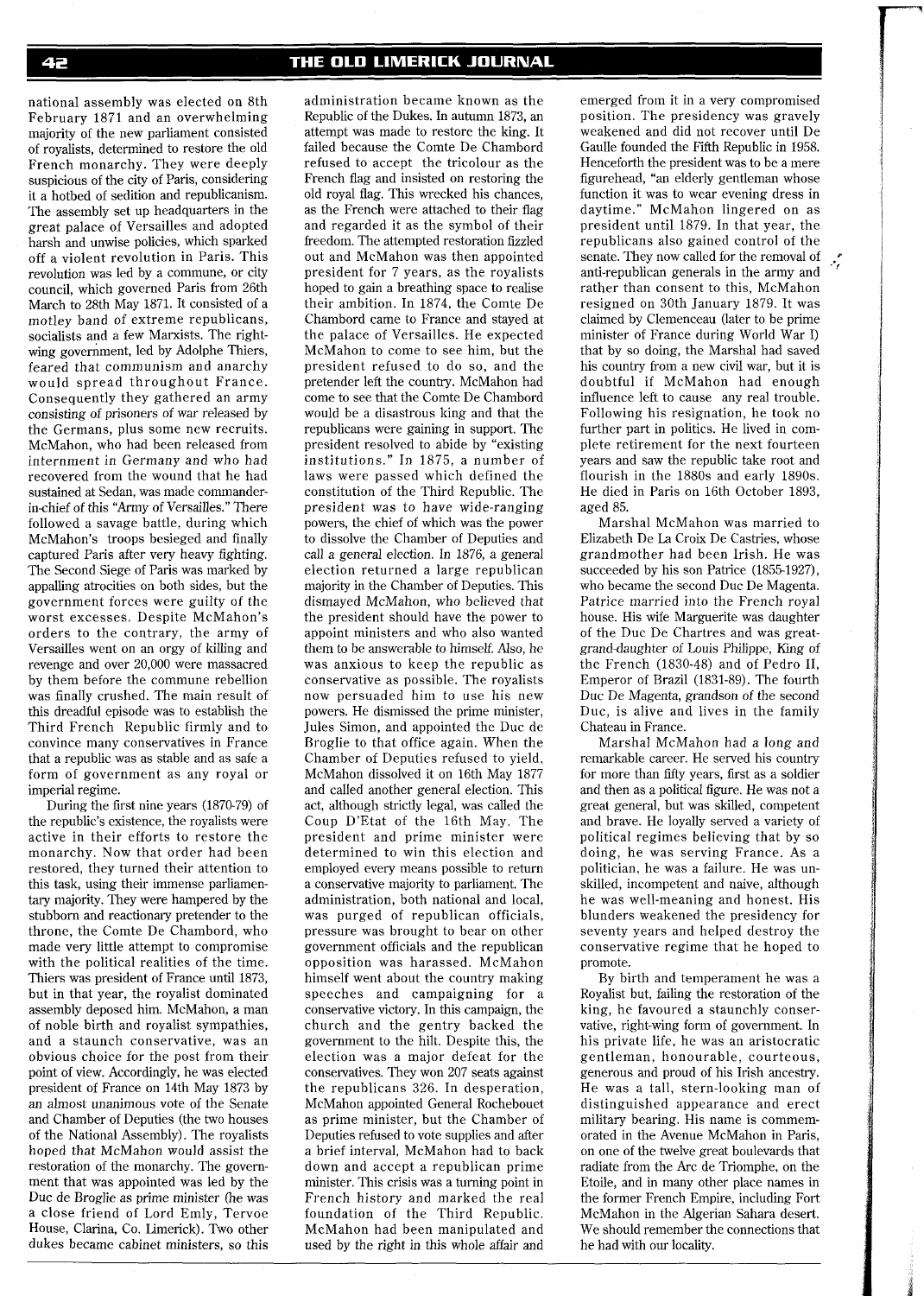national assembly was elected on 8th February 1871 and an overwhelming majority of the new parliament consisted of royalists, determined to restore the old French monarchy. They were deeply suspicious of the city of Paris, considering it a hotbed of sedition and republicanism. The assembly set up headquarters in the great palace of Versailles and adopted harsh and unwise policies, which sparked off a violent revolution in Paris. This revolution was led by a commune, or city council, which governed Paris from 26th March to 28th May 1871. It consisted of a motley band of extreme republicans, socialists and a few Marxists. The right-wing government, led by Adolphe Thiers, feared that communism and anarchy would spread throughout France. Consequently they gathered an army consisting of prisoners of war released by the Germans, plus some new recruits. McMahon, who had been released from internment in Germany and who had recovered from the wound that he had sustained at Sedan, was made commander-in-chief of this "Army of Versailles." There followed a savage battle, during which McMahon's troops besieged and finally captured Paris after very heavy fighting. The Second Siege of Paris was marked by appalling atrocities on both sides, but the government forces were guilty of the worst excesses. Despite McMahon's orders to the contrary, the army of Versailles went on an orgy of killing and revenge and over 20,000 were massacred by them before the commune rebellion was finally crushed. The main result of this dreadful episode was to establish the Third French Republic firmly and to convince many conservatives in France that a republic was as stable and as safe a form of government as any royal or imperial regime.

During the first nine years (1870-79) of the republic's existence, the royalists were active in their efforts to restore the monarchy. Now that order had been restored, they turned their attention to this task, using their immense parliamentary majority. They were hampered by the stubborn and reactionary pretender to the throne, the Comte De Chambord, who made very little attempt to compromise with the political realities of the time. Thiers was president of France until 1873, but in that year, the royalist dominated assembly deposed him. McMahon, a man of noble birth and royalist sympathies, and a staunch conservative, was an obvious choice for the post from their point of view. Accordingly, he was elected president of France on 14th May 1873 by an almost unanimous vote of the Senate and Chamber of Deputies (the two houses of the National Assembly). The royalists hoped that McMahon would assist the restoration of the monarchy. The government that was appointed was led by the Duc de Broglie as prime minister (he was a close friend of Lord Emly, Tervoe House, Clarina, Co. Limerick). Two other dukes became cabinet ministers, so this administration became known as the Republic of the Dukes. In autumn 1873, an attempt was made to restore the king. It failed because the Comte De Chambord refused to accept the tricolour as the French flag and insisted on restoring the old royal flag. This wrecked his chances, as the French were attached to their flag and regarded it as the symbol of their freedom. The attempted restoration fizzled out and McMahon was then appointed president for 7 years, as the royalists hoped to gain a breathing space to realise their ambition. In 1874, the Comte De Chambord came to France and stayed at the palace of Versailles. He expected McMahon to come to see him, but the president refused to do so, and the pretender left the country. McMahon had come to see that the Comte De Chambord would be a disastrous king and that the republicans were gaining in support. The president resolved to abide by "existing institutions." In 1875, a number of laws were passed which defined the constitution of the Third Republic. The president was to have wide-ranging powers, the chief of which was the power to dissolve the Chamber of Deputies and call a general election. In 1876, a general election returned a large republican majority in the Chamber of Deputies. This dismayed McMahon, who believed that the president should have the power to appoint ministers and who also wanted them to be answerable to himself. Also, he was anxious to keep the republic as conservative as possible. The royalists now persuaded him to use his new powers. He dismissed the prime minister, Jules Simon, and appointed the Duc de Broglie to that office again. When the Chamber of Deputies refused to yield, McMahon dissolved it on 16th May 1877 and called another general election. This act, although strictly legal, was called the Coup D'Etat of the 16th May. The president and prime minister were determined to win this election and employed every means possible to return a conservative majority to parliament. The administration, both national and local, was purged of republican officials, pressure was brought to bear on other government officials and the republican opposition was harassed. McMahon himself went about the country making speeches and campaigning for a conservative victory. In this campaign, the church and the gentry backed the government to the hilt. Despite this, the election was a major defeat for the conservatives. They won 207 seats against the republicans 326. In desperation, McMahon appointed General Rochebouet as prime minister, but the Chamber of Deputies refused to vote supplies and after a brief interval, McMahon had to back down and accept a republican prime minister. This crisis was a turning point in French history and marked the real foundation of the Third Republic. McMahon had been manipulated and used by the right in this whole affair and emerged from it in a very compromised position. The presidency was gravely weakened and did not recover until De Gaulle founded the Fifth Republic in 1958. Henceforth the president was to be a mere figurehead, "an elderly gentleman whose function it was to wear evening dress in daytime." McMahon lingered on as president until 1879. In that year, the republicans also gained control of the senate. They now called for the removal of anti-republican generals in the army and rather than consent to this, McMahon resigned on 30th January 1879. It was claimed by Clemenceau (later to be prime minister of France during World War I) that by so doing, the Marshal had saved his country from a new civil war, but it is doubtful if McMahon had enough influence left to cause any real trouble. Following his resignation, he took no further part in politics. He lived in complete retirement for the next fourteen years and saw the republic take root and flourish in the 1880s and early 1890s. He died in Paris on 16th October 1893, aged 85.

Marshal McMahon was married to Elizabeth De La Croix De Castries, whose grandmother had been Irish. He was succeeded by his son Patrice (1855-1927), who became the second Duc De Magenta. Patrice married into the French royal house. His wife Marguerite was daughter of the Duc De Chartres and was great-grand-daughter of Louis Philippe, King of the French (1830-48) and of Pedro II, Emperor of Brazil (1831-89). The fourth Duc De Magenta, grandson of the second Duc, is alive and lives in the family Chateau in France.

Marshal McMahon had a long and remarkable career. He served his country for more than fifty years, first as a soldier and then as a political figure. He was not a great general, but was skilled, competent and brave. He loyally served a variety of political regimes believing that by so doing, he was serving France. As a politician, he was a failure. He was unskilled, incompetent and naive, although he was well-meaning and honest. His blunders weakened the presidency for seventy years and helped destroy the conservative regime that he hoped to promote.

By birth and temperament he was a Royalist but, failing the restoration of the king, he favoured a staunchly conservative, right-wing form of government. In his private life, he was an aristocratic gentleman, honourable, courteous, generous and proud of his Irish ancestry. He was a tall, stern-looking man of distinguished appearance and erect military bearing. His name is commemorated in the Avenue McMahon in Paris, on one of the twelve great boulevards that radiate from the Arc de Triomphe, on the Etoile, and in many other place names in the former French Empire, including Fort McMahon in the Algerian Sahara desert. We should remember the connections that he had with our locality.